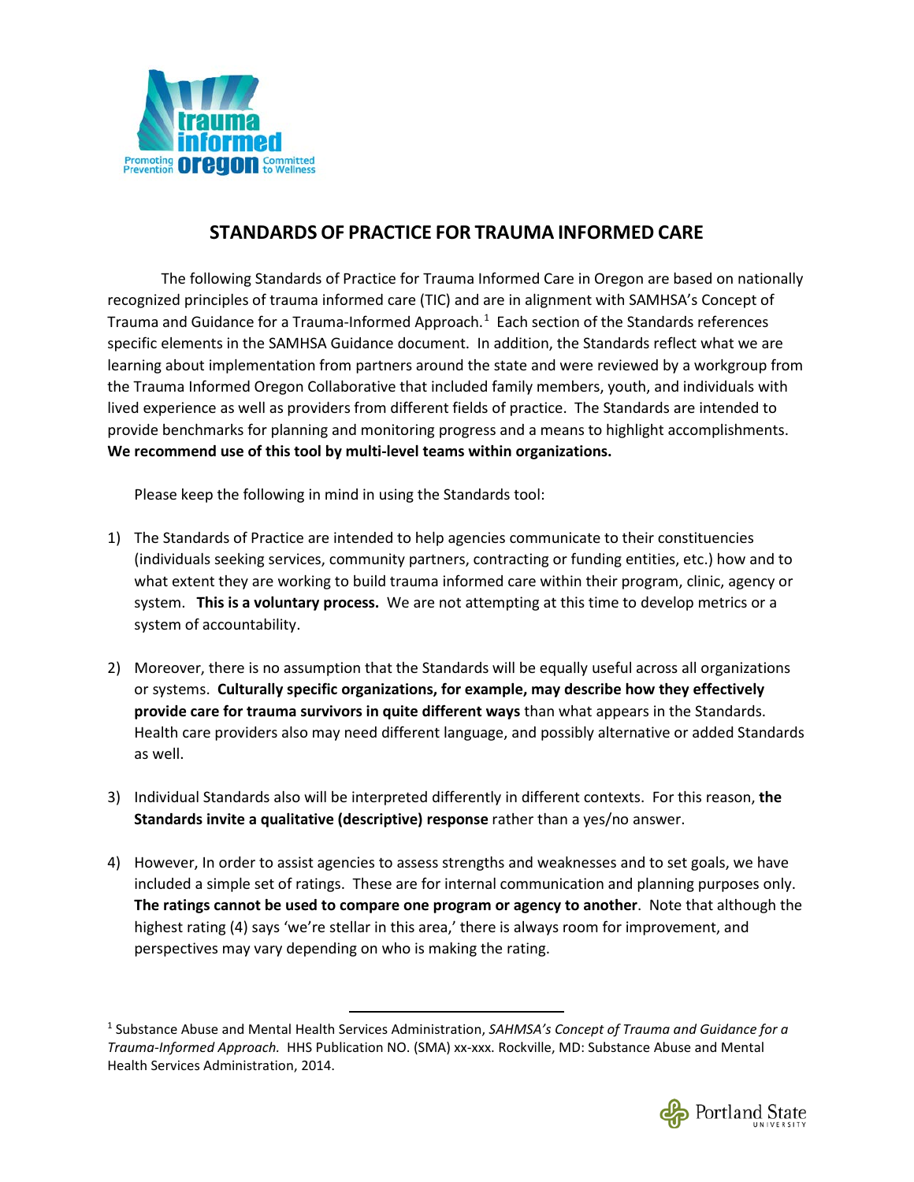# STANDARDS OF PRACTICE FOR TRAUMA INFORMED CARE

The following Standards of Practice for Trauma Informed Care in Oregon are based on nationally recognized principles of trauma informed care (TIC) and are in alignment with SAMHSA's Concept of Trauma and Guidance for a Trauma-Informed Approach.[1] Each section of the Standards references specific elements in the SAMHSA Guidance document. In addition, the Standards reflect what we are learning about implementation from partners around the state and were reviewed by a workgroup from the Trauma Informed Oregon Collaborative that included family members, youth, and individuals with lived experience as well as providers from different fields of practice. The Standards are intended to provide benchmarks for planning and monitoring progress and a means to highlight accomplishments. **We recommend use of this tool by multi-level teams within organizations.**

Please keep the following in mind in using the Standards tool:

1) The Standards of Practice are intended to help agencies communicate to their constituencies (individuals seeking services, community partners, contracting or funding entities, etc.) how and to what extent they are working to build trauma informed care within their program, clinic, agency or system. **This is a voluntary process.** We are not attempting at this time to develop metrics or a system of accountability.

2) Moreover, there is no assumption that the Standards will be equally useful across all organizations or systems. **Culturally specific organizations, for example, may describe how they effectively provide care for trauma survivors in quite different ways** than what appears in the Standards. Health care providers also may need different language, and possibly alternative or added Standards as well.

3) Individual Standards also will be interpreted differently in different contexts. For this reason, **the Standards invite a qualitative (descriptive) response** rather than a yes/no answer.

4) However, In order to assist agencies to assess strengths and weaknesses and to set goals, we have included a simple set of ratings. These are for internal communication and planning purposes only. **The ratings cannot be used to compare one program or agency to another**. Note that although the highest rating (4) says 'we're stellar in this area,' there is always room for improvement, and perspectives may vary depending on who is making the rating.

---

[1] Substance Abuse and Mental Health Services Administration, *SAHMSA's Concept of Trauma and Guidance for a Trauma-Informed Approach.* HHS Publication NO. (SMA) xx-xxx. Rockville, MD: Substance Abuse and Mental Health Services Administration, 2014.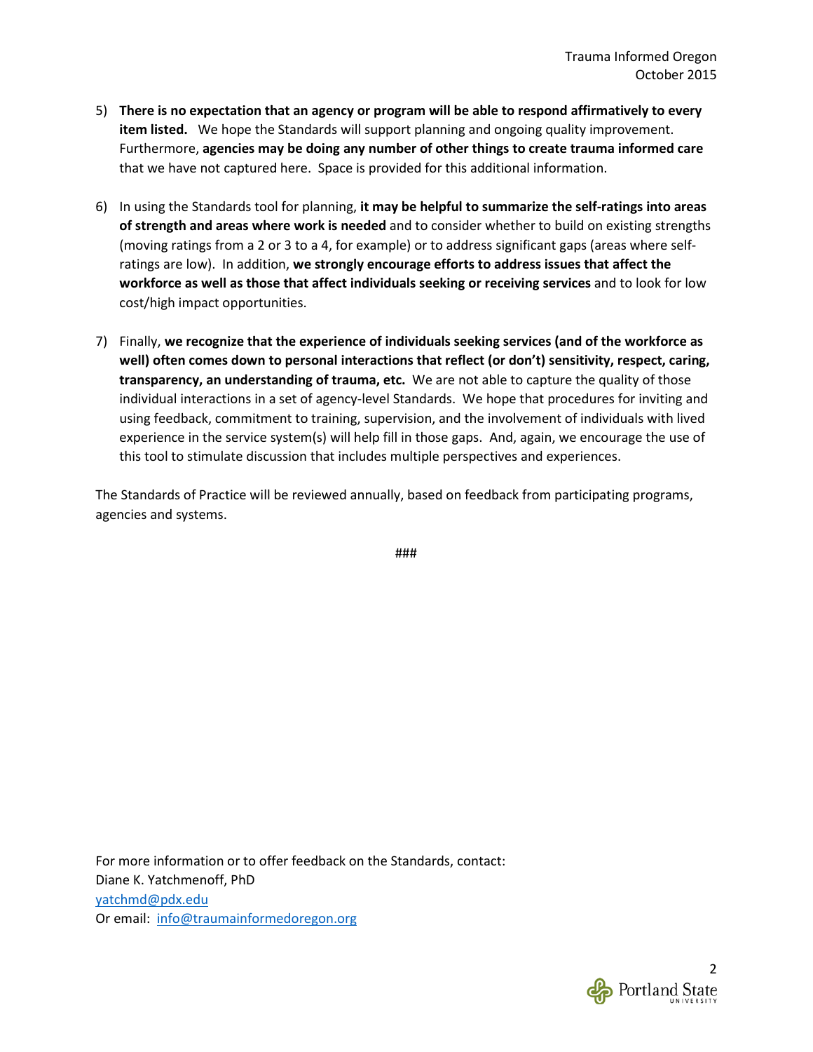5) **There is no expectation that an agency or program will be able to respond affirmatively to every item listed.** We hope the Standards will support planning and ongoing quality improvement. Furthermore, **agencies may be doing any number of other things to create trauma informed care** that we have not captured here. Space is provided for this additional information.

6) In using the Standards tool for planning, **it may be helpful to summarize the self-ratings into areas of strength and areas where work is needed** and to consider whether to build on existing strengths (moving ratings from a 2 or 3 to a 4, for example) or to address significant gaps (areas where self-ratings are low). In addition, **we strongly encourage efforts to address issues that affect the workforce as well as those that affect individuals seeking or receiving services** and to look for low cost/high impact opportunities.

7) Finally, **we recognize that the experience of individuals seeking services (and of the workforce as well) often comes down to personal interactions that reflect (or don't) sensitivity, respect, caring, transparency, an understanding of trauma, etc.** We are not able to capture the quality of those individual interactions in a set of agency-level Standards. We hope that procedures for inviting and using feedback, commitment to training, supervision, and the involvement of individuals with lived experience in the service system(s) will help fill in those gaps. And, again, we encourage the use of this tool to stimulate discussion that includes multiple perspectives and experiences.

The Standards of Practice will be reviewed annually, based on feedback from participating programs, agencies and systems.

###

For more information or to offer feedback on the Standards, contact:
Diane K. Yatchmenoff, PhD
yatchmd@pdx.edu
Or email: info@traumainformedoregon.org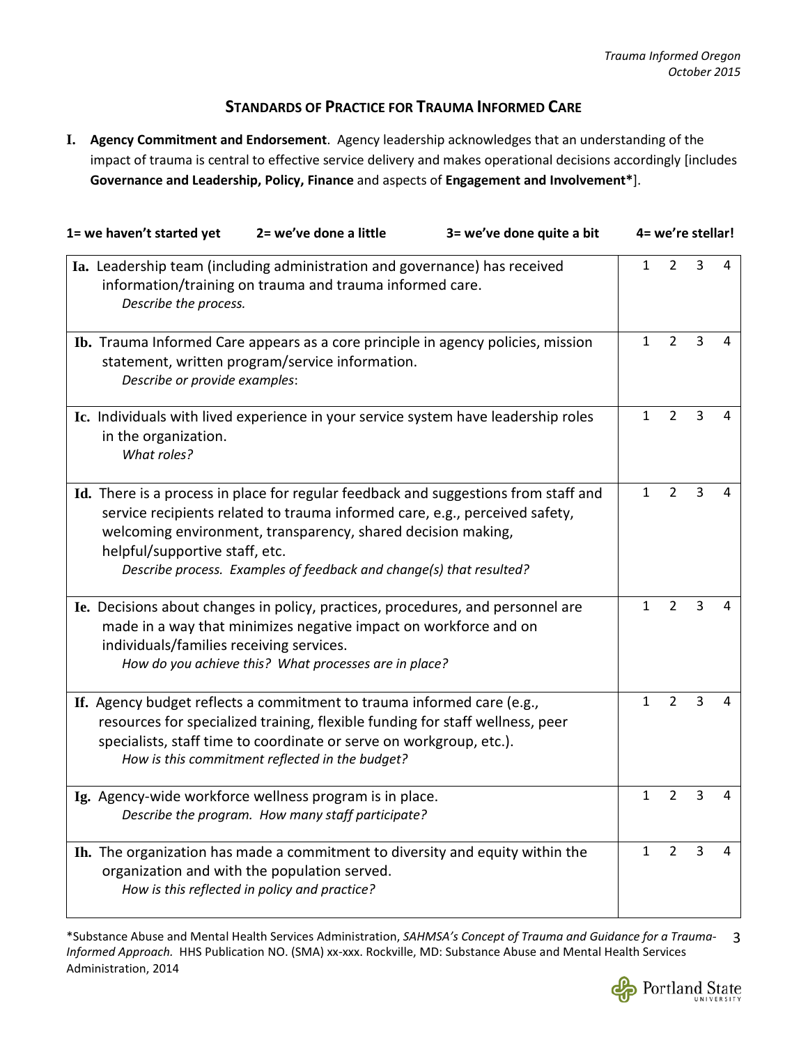## STANDARDS OF PRACTICE FOR TRAUMA INFORMED CARE

**I. Agency Commitment and Endorsement**. Agency leadership acknowledges that an understanding of the impact of trauma is central to effective service delivery and makes operational decisions accordingly [includes **Governance and Leadership, Policy, Finance** and aspects of **Engagement and Involvement***].

**1= we haven't started yet** **2= we've done a little** **3= we've done quite a bit** **4= we're stellar!**

| Standard | Rating |
|---|---|
| **Ia.** Leadership team (including administration and governance) has received information/training on trauma and trauma informed care.<br>*Describe the process.* | 1 2 3 4 |
| **Ib.** Trauma Informed Care appears as a core principle in agency policies, mission statement, written program/service information.<br>*Describe or provide examples*: | 1 2 3 4 |
| **Ic.** Individuals with lived experience in your service system have leadership roles in the organization.<br>*What roles?* | 1 2 3 4 |
| **Id.** There is a process in place for regular feedback and suggestions from staff and service recipients related to trauma informed care, e.g., perceived safety, welcoming environment, transparency, shared decision making, helpful/supportive staff, etc.<br>*Describe process. Examples of feedback and change(s) that resulted?* | 1 2 3 4 |
| **Ie.** Decisions about changes in policy, practices, procedures, and personnel are made in a way that minimizes negative impact on workforce and on individuals/families receiving services.<br>*How do you achieve this? What processes are in place?* | 1 2 3 4 |
| **If.** Agency budget reflects a commitment to trauma informed care (e.g., resources for specialized training, flexible funding for staff wellness, peer specialists, staff time to coordinate or serve on workgroup, etc.).<br>*How is this commitment reflected in the budget?* | 1 2 3 4 |
| **Ig.** Agency-wide workforce wellness program is in place.<br>*Describe the program. How many staff participate?* | 1 2 3 4 |
| **Ih.** The organization has made a commitment to diversity and equity within the organization and with the population served.<br>*How is this reflected in policy and practice?* | 1 2 3 4 |

*Substance Abuse and Mental Health Services Administration, *SAHMSA's Concept of Trauma and Guidance for a Trauma-Informed Approach.* HHS Publication NO. (SMA) xx-xxx. Rockville, MD: Substance Abuse and Mental Health Services Administration, 2014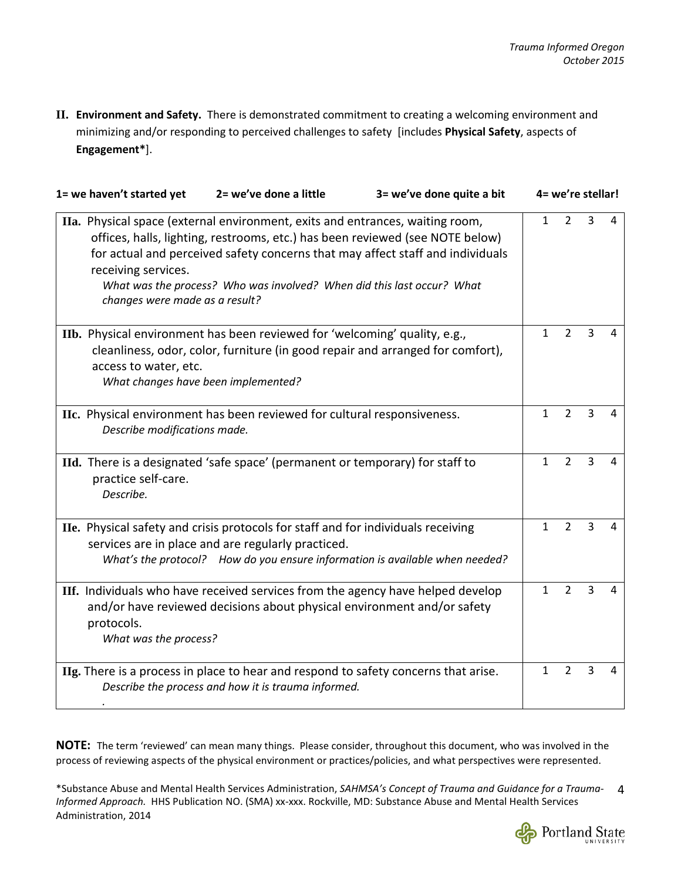**II. Environment and Safety.** There is demonstrated commitment to creating a welcoming environment and minimizing and/or responding to perceived challenges to safety [includes **Physical Safety**, aspects of **Engagement***].

| **1= we haven't started yet 2= we've done a little 3= we've done quite a bit** | **4= we're stellar!** | | | |
|---|---|---|---|---|
| **IIa.** Physical space (external environment, exits and entrances, waiting room, offices, halls, lighting, restrooms, etc.) has been reviewed (see NOTE below) for actual and perceived safety concerns that may affect staff and individuals receiving services. *What was the process? Who was involved? When did this last occur? What changes were made as a result?* | 1 | 2 | 3 | 4 |
| **IIb.** Physical environment has been reviewed for 'welcoming' quality, e.g., cleanliness, odor, color, furniture (in good repair and arranged for comfort), access to water, etc. *What changes have been implemented?* | 1 | 2 | 3 | 4 |
| **IIc.** Physical environment has been reviewed for cultural responsiveness. *Describe modifications made.* | 1 | 2 | 3 | 4 |
| **IId.** There is a designated 'safe space' (permanent or temporary) for staff to practice self-care. *Describe.* | 1 | 2 | 3 | 4 |
| **IIe.** Physical safety and crisis protocols for staff and for individuals receiving services are in place and are regularly practiced. *What's the protocol? How do you ensure information is available when needed?* | 1 | 2 | 3 | 4 |
| **IIf.** Individuals who have received services from the agency have helped develop and/or have reviewed decisions about physical environment and/or safety protocols. *What was the process?* | 1 | 2 | 3 | 4 |
| **IIg.** There is a process in place to hear and respond to safety concerns that arise. *Describe the process and how it is trauma informed.* | 1 | 2 | 3 | 4 |

**NOTE:** The term 'reviewed' can mean many things. Please consider, throughout this document, who was involved in the process of reviewing aspects of the physical environment or practices/policies, and what perspectives were represented.

*Substance Abuse and Mental Health Services Administration, *SAHMSA's Concept of Trauma and Guidance for a Trauma-Informed Approach.* HHS Publication NO. (SMA) xx-xxx. Rockville, MD: Substance Abuse and Mental Health Services Administration, 2014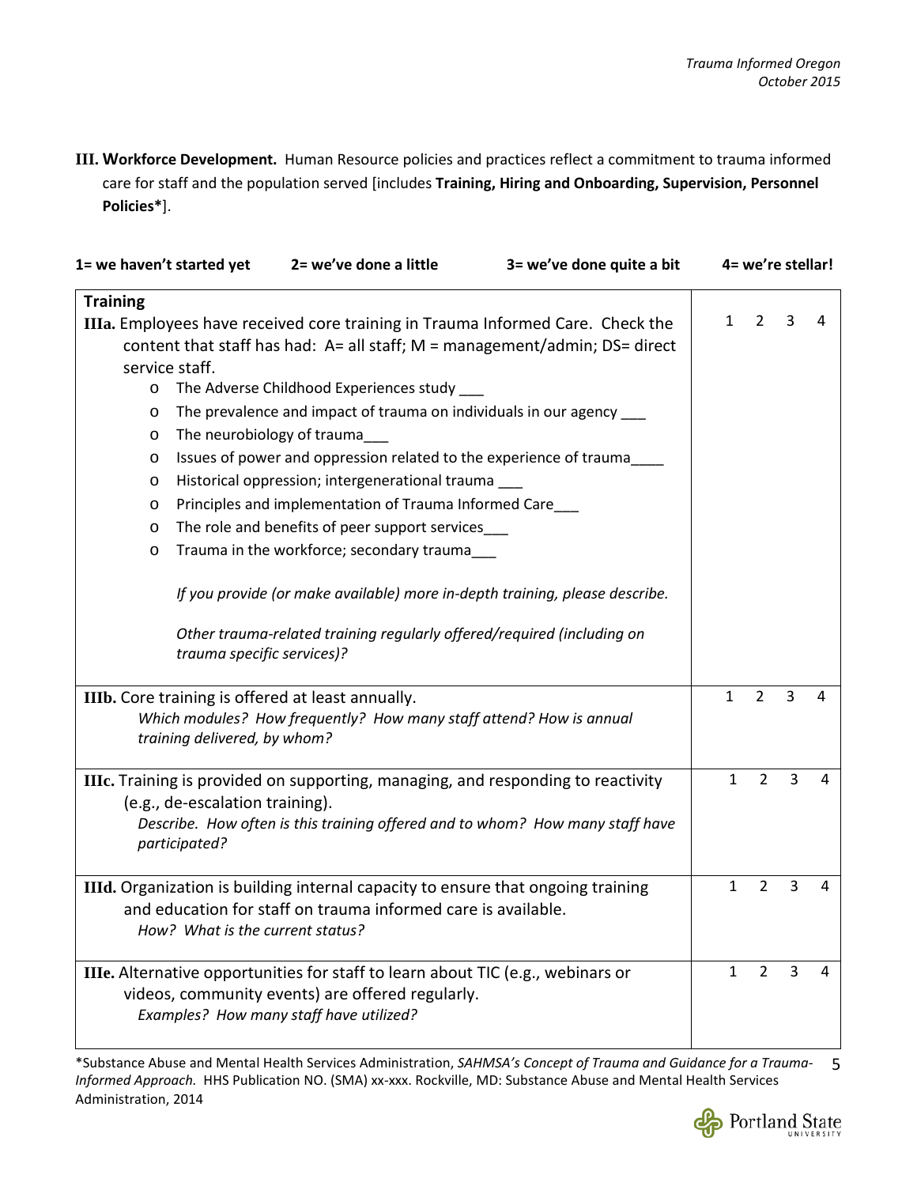**III. Workforce Development.** Human Resource policies and practices reflect a commitment to trauma informed care for staff and the population served [includes **Training, Hiring and Onboarding, Supervision, Personnel Policies***].

| 1= we haven't started yet 2= we've done a little 3= we've done quite a bit | 4= we're stellar! |
|---|---|
| **Training**<br>**IIIa.** Employees have received core training in Trauma Informed Care. Check the content that staff has had: A= all staff; M = management/admin; DS= direct service staff.<br>o The Adverse Childhood Experiences study ___<br>o The prevalence and impact of trauma on individuals in our agency ___<br>o The neurobiology of trauma___<br>o Issues of power and oppression related to the experience of trauma____<br>o Historical oppression; intergenerational trauma ___<br>o Principles and implementation of Trauma Informed Care___<br>o The role and benefits of peer support services___<br>o Trauma in the workforce; secondary trauma___<br>*If you provide (or make available) more in-depth training, please describe.*<br>*Other trauma-related training regularly offered/required (including on trauma specific services)?* | 1 2 3 4 |
| **IIIb.** Core training is offered at least annually.<br>*Which modules? How frequently? How many staff attend? How is annual training delivered, by whom?* | 1 2 3 4 |
| **IIIc.** Training is provided on supporting, managing, and responding to reactivity (e.g., de-escalation training).<br>*Describe. How often is this training offered and to whom? How many staff have participated?* | 1 2 3 4 |
| **IIId.** Organization is building internal capacity to ensure that ongoing training and education for staff on trauma informed care is available.<br>*How? What is the current status?* | 1 2 3 4 |
| **IIIe.** Alternative opportunities for staff to learn about TIC (e.g., webinars or videos, community events) are offered regularly.<br>*Examples? How many staff have utilized?* | 1 2 3 4 |

*Substance Abuse and Mental Health Services Administration, *SAHMSA's Concept of Trauma and Guidance for a Trauma-Informed Approach.* HHS Publication NO. (SMA) xx-xxx. Rockville, MD: Substance Abuse and Mental Health Services Administration, 2014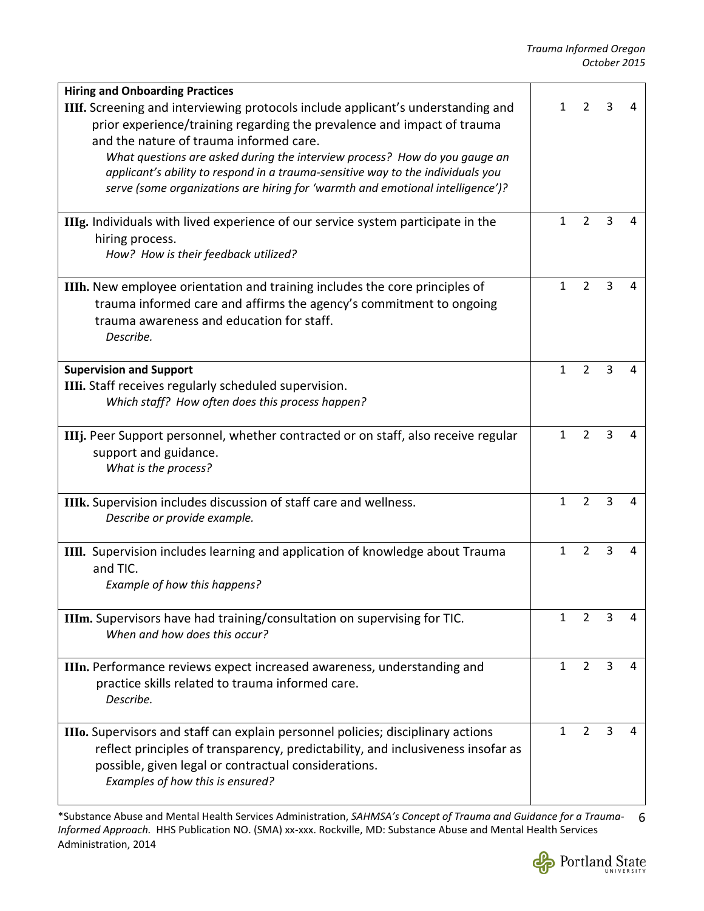| | |
|---|---|
| **Hiring and Onboarding Practices**<br>**IIIf.** Screening and interviewing protocols include applicant's understanding and prior experience/training regarding the prevalence and impact of trauma and the nature of trauma informed care.<br>*What questions are asked during the interview process? How do you gauge an applicant's ability to respond in a trauma-sensitive way to the individuals you serve (some organizations are hiring for 'warmth and emotional intelligence')?* | 1 2 3 4 |
| **IIIg.** Individuals with lived experience of our service system participate in the hiring process.<br>*How? How is their feedback utilized?* | 1 2 3 4 |
| **IIIh.** New employee orientation and training includes the core principles of trauma informed care and affirms the agency's commitment to ongoing trauma awareness and education for staff.<br>*Describe.* | 1 2 3 4 |
| **Supervision and Support**<br>**IIIi.** Staff receives regularly scheduled supervision.<br>*Which staff? How often does this process happen?* | 1 2 3 4 |
| **IIIj.** Peer Support personnel, whether contracted or on staff, also receive regular support and guidance.<br>*What is the process?* | 1 2 3 4 |
| **IIIk.** Supervision includes discussion of staff care and wellness.<br>*Describe or provide example.* | 1 2 3 4 |
| **IIIl.** Supervision includes learning and application of knowledge about Trauma and TIC.<br>*Example of how this happens?* | 1 2 3 4 |
| **IIIm.** Supervisors have had training/consultation on supervising for TIC.<br>*When and how does this occur?* | 1 2 3 4 |
| **IIIn.** Performance reviews expect increased awareness, understanding and practice skills related to trauma informed care.<br>*Describe.* | 1 2 3 4 |
| **IIIo.** Supervisors and staff can explain personnel policies; disciplinary actions reflect principles of transparency, predictability, and inclusiveness insofar as possible, given legal or contractual considerations.<br>*Examples of how this is ensured?* | 1 2 3 4 |

*Substance Abuse and Mental Health Services Administration, *SAHMSA's Concept of Trauma and Guidance for a Trauma-Informed Approach.* HHS Publication NO. (SMA) xx-xxx. Rockville, MD: Substance Abuse and Mental Health Services Administration, 2014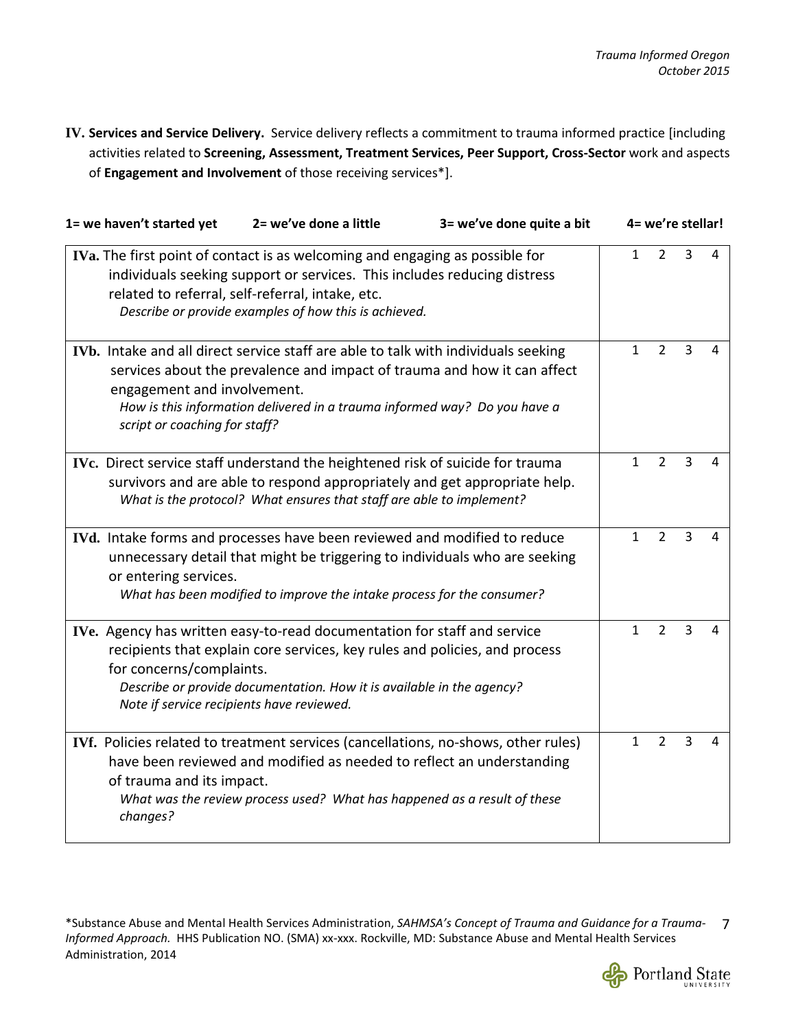**IV. Services and Service Delivery.** Service delivery reflects a commitment to trauma informed practice [including activities related to **Screening, Assessment, Treatment Services, Peer Support, Cross-Sector** work and aspects of **Engagement and Involvement** of those receiving services*].

**1= we haven't started yet** **2= we've done a little** **3= we've done quite a bit** **4= we're stellar!**

| Item | Rating |
|---|---|
| **IVa.** The first point of contact is as welcoming and engaging as possible for individuals seeking support or services. This includes reducing distress related to referral, self-referral, intake, etc.<br>*Describe or provide examples of how this is achieved.* | 1 2 3 4 |
| **IVb.** Intake and all direct service staff are able to talk with individuals seeking services about the prevalence and impact of trauma and how it can affect engagement and involvement.<br>*How is this information delivered in a trauma informed way? Do you have a script or coaching for staff?* | 1 2 3 4 |
| **IVc.** Direct service staff understand the heightened risk of suicide for trauma survivors and are able to respond appropriately and get appropriate help.<br>*What is the protocol? What ensures that staff are able to implement?* | 1 2 3 4 |
| **IVd.** Intake forms and processes have been reviewed and modified to reduce unnecessary detail that might be triggering to individuals who are seeking or entering services.<br>*What has been modified to improve the intake process for the consumer?* | 1 2 3 4 |
| **IVe.** Agency has written easy-to-read documentation for staff and service recipients that explain core services, key rules and policies, and process for concerns/complaints.<br>*Describe or provide documentation. How it is available in the agency? Note if service recipients have reviewed.* | 1 2 3 4 |
| **IVf.** Policies related to treatment services (cancellations, no-shows, other rules) have been reviewed and modified as needed to reflect an understanding of trauma and its impact.<br>*What was the review process used? What has happened as a result of these changes?* | 1 2 3 4 |

*Substance Abuse and Mental Health Services Administration, *SAHMSA's Concept of Trauma and Guidance for a Trauma-Informed Approach.* HHS Publication NO. (SMA) xx-xxx. Rockville, MD: Substance Abuse and Mental Health Services Administration, 2014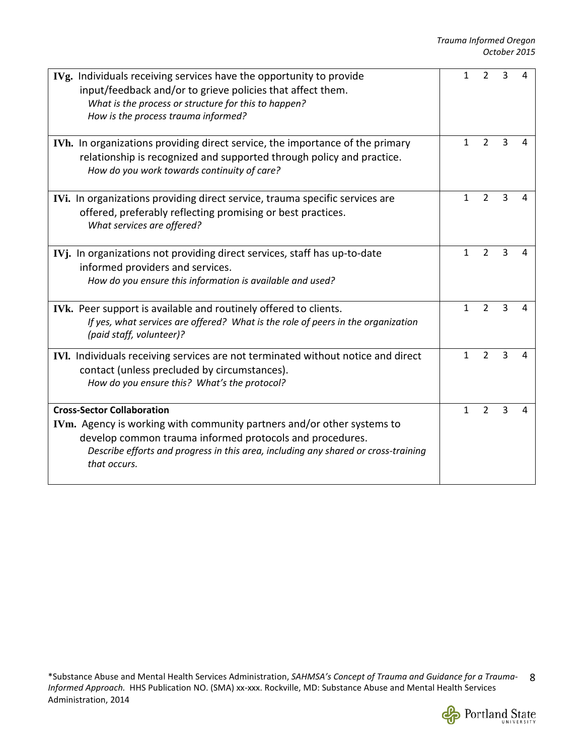| | | | | |
|---|---|---|---|---|
| **IVg.** Individuals receiving services have the opportunity to provide input/feedback and/or to grieve policies that affect them.<br>*What is the process or structure for this to happen?*<br>*How is the process trauma informed?* | 1 | 2 | 3 | 4 |
| **IVh.** In organizations providing direct service, the importance of the primary relationship is recognized and supported through policy and practice.<br>*How do you work towards continuity of care?* | 1 | 2 | 3 | 4 |
| **IVi.** In organizations providing direct service, trauma specific services are offered, preferably reflecting promising or best practices.<br>*What services are offered?* | 1 | 2 | 3 | 4 |
| **IVj.** In organizations not providing direct services, staff has up-to-date informed providers and services.<br>*How do you ensure this information is available and used?* | 1 | 2 | 3 | 4 |
| **IVk.** Peer support is available and routinely offered to clients.<br>*If yes, what services are offered? What is the role of peers in the organization (paid staff, volunteer)?* | 1 | 2 | 3 | 4 |
| **IVl.** Individuals receiving services are not terminated without notice and direct contact (unless precluded by circumstances).<br>*How do you ensure this? What's the protocol?* | 1 | 2 | 3 | 4 |
| **Cross-Sector Collaboration**<br>**IVm.** Agency is working with community partners and/or other systems to develop common trauma informed protocols and procedures.<br>*Describe efforts and progress in this area, including any shared or cross-training that occurs.* | 1 | 2 | 3 | 4 |

*Substance Abuse and Mental Health Services Administration, *SAHMSA's Concept of Trauma and Guidance for a Trauma-Informed Approach.* HHS Publication NO. (SMA) xx-xxx. Rockville, MD: Substance Abuse and Mental Health Services Administration, 2014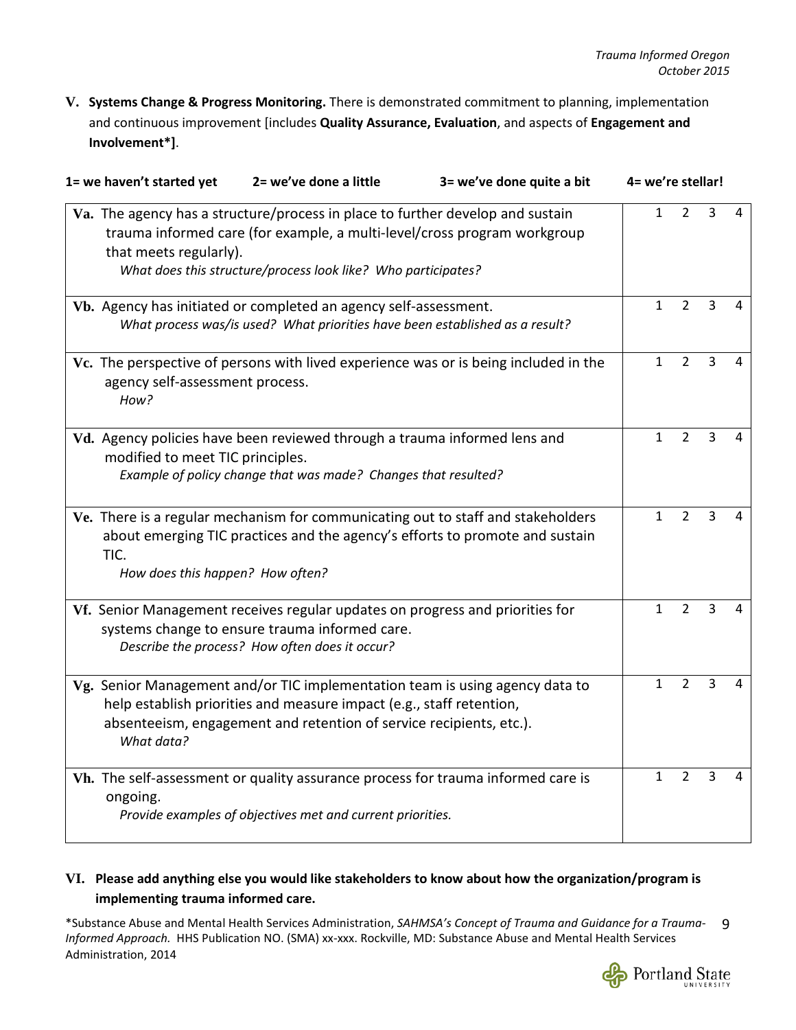**V. Systems Change & Progress Monitoring.** There is demonstrated commitment to planning, implementation and continuous improvement [includes **Quality Assurance, Evaluation**, and aspects of **Engagement and Involvement*]**.

**1= we haven't started yet** **2= we've done a little** **3= we've done quite a bit** **4= we're stellar!**

| | |
|---|---|
| **Va.** The agency has a structure/process in place to further develop and sustain trauma informed care (for example, a multi-level/cross program workgroup that meets regularly).<br>*What does this structure/process look like? Who participates?* | 1 2 3 4 |
| **Vb.** Agency has initiated or completed an agency self-assessment.<br>*What process was/is used? What priorities have been established as a result?* | 1 2 3 4 |
| **Vc.** The perspective of persons with lived experience was or is being included in the agency self-assessment process.<br>*How?* | 1 2 3 4 |
| **Vd.** Agency policies have been reviewed through a trauma informed lens and modified to meet TIC principles.<br>*Example of policy change that was made? Changes that resulted?* | 1 2 3 4 |
| **Ve.** There is a regular mechanism for communicating out to staff and stakeholders about emerging TIC practices and the agency's efforts to promote and sustain TIC.<br>*How does this happen? How often?* | 1 2 3 4 |
| **Vf.** Senior Management receives regular updates on progress and priorities for systems change to ensure trauma informed care.<br>*Describe the process? How often does it occur?* | 1 2 3 4 |
| **Vg.** Senior Management and/or TIC implementation team is using agency data to help establish priorities and measure impact (e.g., staff retention, absenteeism, engagement and retention of service recipients, etc.).<br>*What data?* | 1 2 3 4 |
| **Vh.** The self-assessment or quality assurance process for trauma informed care is ongoing.<br>*Provide examples of objectives met and current priorities.* | 1 2 3 4 |

**VI. Please add anything else you would like stakeholders to know about how the organization/program is implementing trauma informed care.**

*Substance Abuse and Mental Health Services Administration, *SAHMSA's Concept of Trauma and Guidance for a Trauma-Informed Approach.* HHS Publication NO. (SMA) xx-xxx. Rockville, MD: Substance Abuse and Mental Health Services Administration, 2014